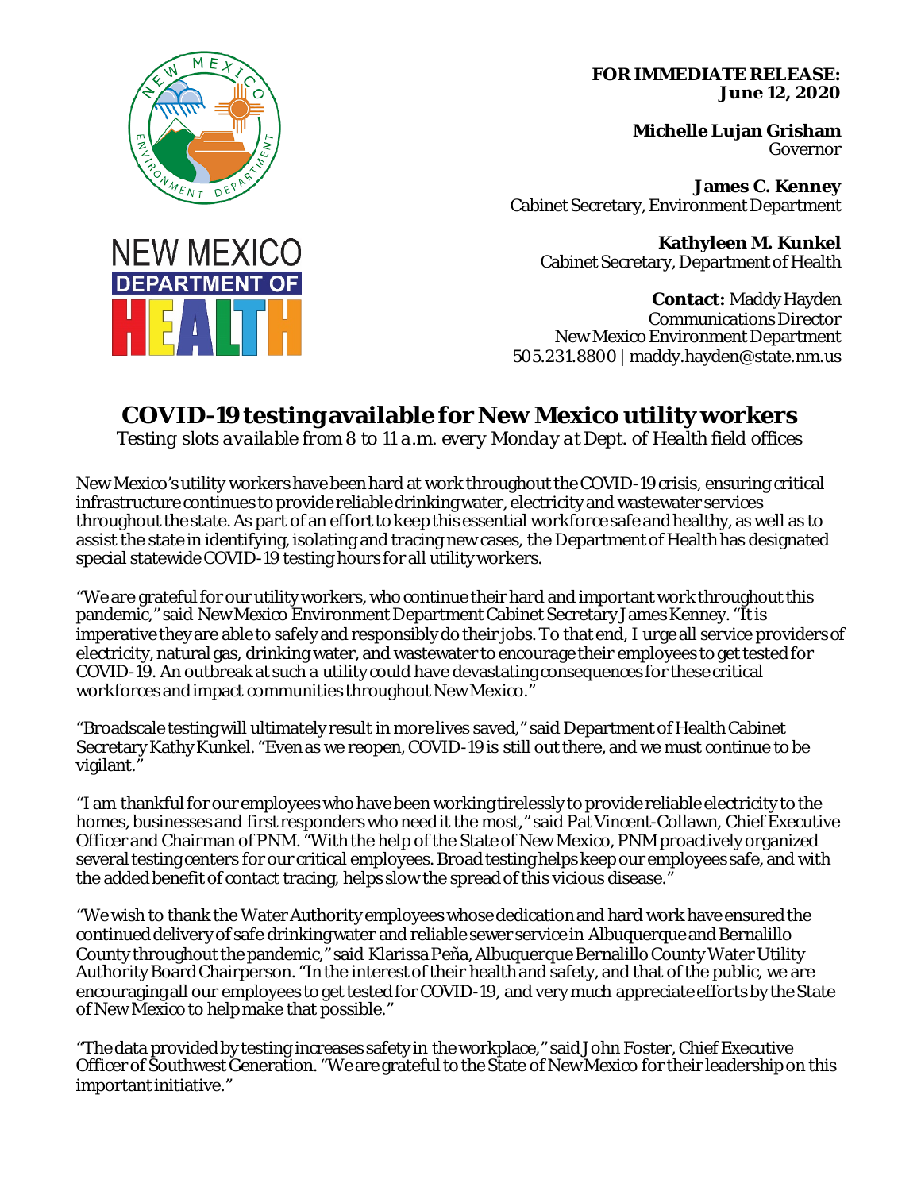**FOR IMMEDIATE RELEASE:**
**June 12, 2020**

**Michelle Lujan Grisham**
Governor

**James C. Kenney**
Cabinet Secretary, Environment Department

**Kathyleen M. Kunkel**
Cabinet Secretary, Department of Health

**Contact:** Maddy Hayden
Communications Director
New Mexico Environment Department
505.231.8800 | maddy.hayden@state.nm.us

# COVID-19 testing available for New Mexico utility workers

*Testing slots available from 8 to 11 a.m. every Monday at Dept. of Health field offices*

New Mexico's utility workers have been hard at work throughout the COVID-19 crisis, ensuring critical infrastructure continues to provide reliable drinking water, electricity and wastewater services throughout the state. As part of an effort to keep this essential workforce safe and healthy, as well as to assist the state in identifying, isolating and tracing new cases, the Department of Health has designated special statewide COVID-19 testing hours for all utility workers.

"We are grateful for our utility workers, who continue their hard and important work throughout this pandemic," said New Mexico Environment Department Cabinet Secretary James Kenney. "It is imperative they are able to safely and responsibly do their jobs. To that end, I urge all service providers of electricity, natural gas, drinking water, and wastewater to encourage their employees to get tested for COVID-19. An outbreak at such a utility could have devastating consequences for these critical workforces and impact communities throughout New Mexico."

"Broadscale testing will ultimately result in more lives saved," said Department of Health Cabinet Secretary Kathy Kunkel. "Even as we reopen, COVID-19 is still out there, and we must continue to be vigilant."

"I am thankful for our employees who have been working tirelessly to provide reliable electricity to the homes, businesses and first responders who need it the most," said Pat Vincent-Collawn, Chief Executive Officer and Chairman of PNM. "With the help of the State of New Mexico, PNM proactively organized several testing centers for our critical employees. Broad testing helps keep our employees safe, and with the added benefit of contact tracing, helps slow the spread of this vicious disease."

"We wish to thank the Water Authority employees whose dedication and hard work have ensured the continued delivery of safe drinking water and reliable sewer service in Albuquerque and Bernalillo County throughout the pandemic," said Klarissa Peña, Albuquerque Bernalillo County Water Utility Authority Board Chairperson. "In the interest of their health and safety, and that of the public, we are encouraging all our employees to get tested for COVID-19, and very much appreciate efforts by the State of New Mexico to help make that possible."

"The data provided by testing increases safety in the workplace," said John Foster, Chief Executive Officer of Southwest Generation. "We are grateful to the State of New Mexico for their leadership on this important initiative."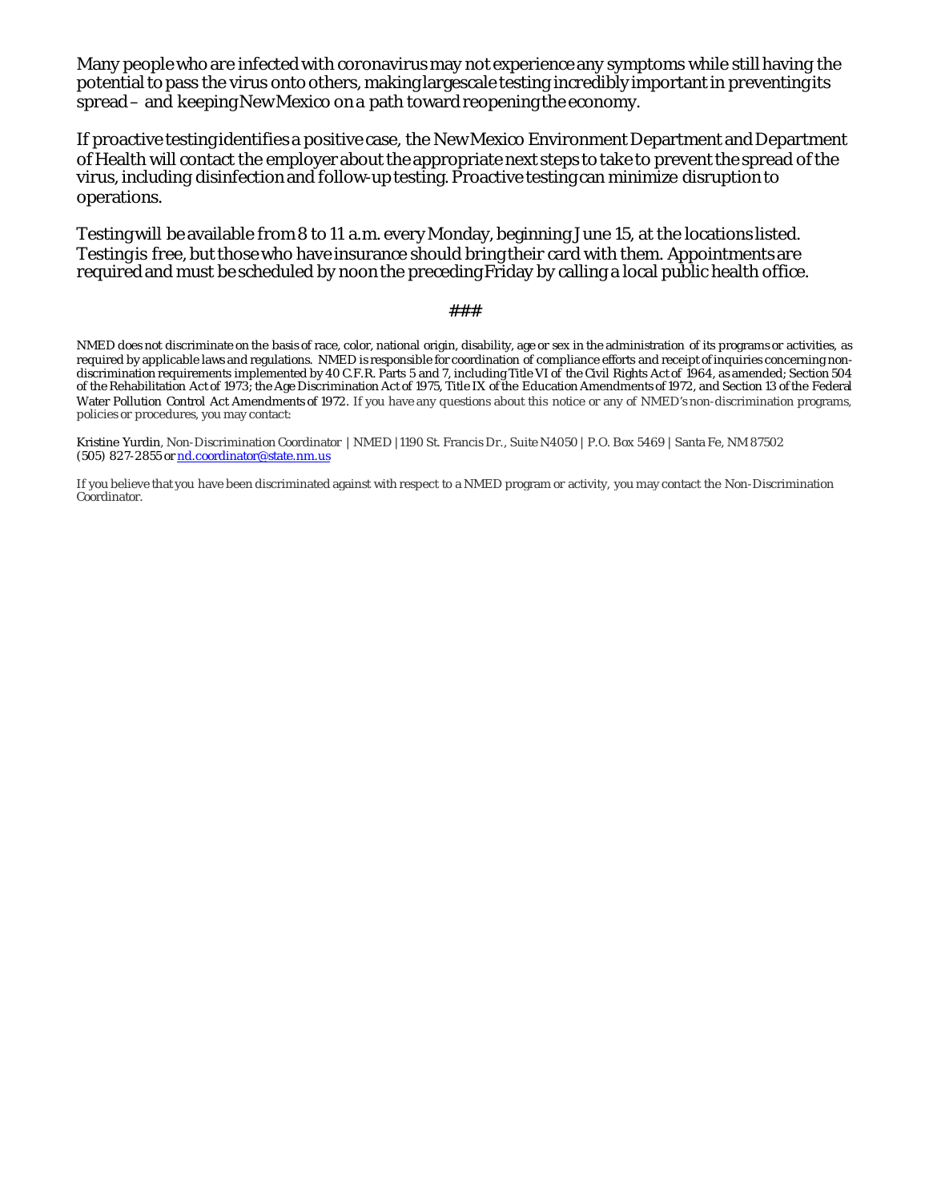Many people who are infected with coronavirus may not experience any symptoms while still having the potential to pass the virus onto others, making largescale testing incredibly important in preventing its spread – and keeping New Mexico on a path toward reopening the economy.

If proactive testing identifies a positive case, the New Mexico Environment Department and Department of Health will contact the employer about the appropriate next steps to take to prevent the spread of the virus, including disinfection and follow-up testing. Proactive testing can minimize disruption to operations.

Testing will be available from 8 to 11 a.m. every Monday, beginning June 15, at the locations listed. Testing is free, but those who have insurance should bring their card with them. Appointments are required and must be scheduled by noon the preceding Friday by calling a local public health office.

###

NMED does not discriminate on the basis of race, color, national origin, disability, age or sex in the administration of its programs or activities, as required by applicable laws and regulations. NMED is responsible for coordination of compliance efforts and receipt of inquiries concerning non-discrimination requirements implemented by 40 C.F.R. Parts 5 and 7, including Title VI of the Civil Rights Act of 1964, as amended; Section 504 of the Rehabilitation Act of 1973; the Age Discrimination Act of 1975, Title IX of the Education Amendments of 1972, and Section 13 of the Federal Water Pollution Control Act Amendments of 1972. If you have any questions about this notice or any of NMED's non-discrimination programs, policies or procedures, you may contact:

Kristine Yurdin, Non-Discrimination Coordinator | NMED | 1190 St. Francis Dr., Suite N4050 | P.O. Box 5469 | Santa Fe, NM 87502
(505) 827-2855 or nd.coordinator@state.nm.us

If you believe that you have been discriminated against with respect to a NMED program or activity, you may contact the Non-Discrimination Coordinator.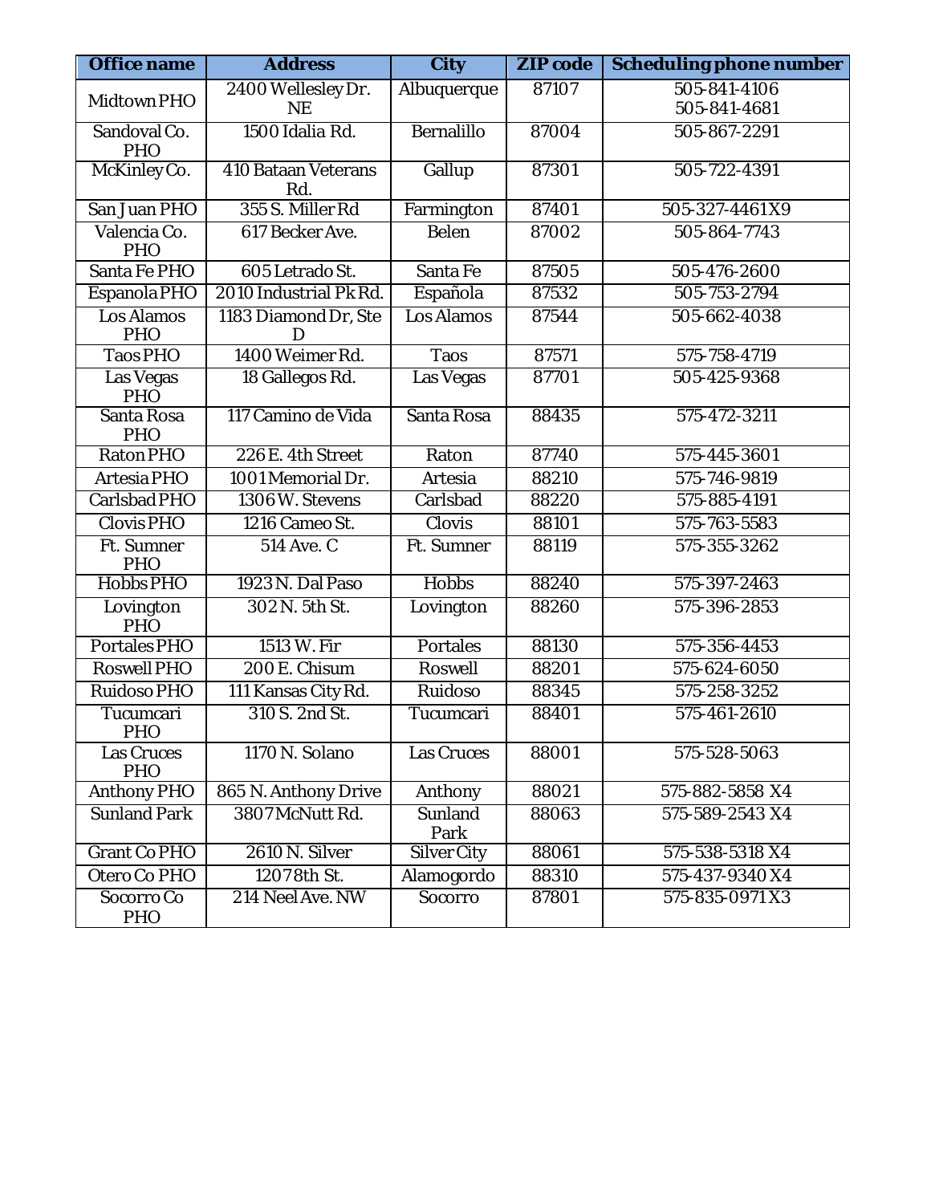| Office name | Address | City | ZIP code | Scheduling phone number |
|---|---|---|---|---|
| Midtown PHO | 2400 Wellesley Dr. NE | Albuquerque | 87107 | 505-841-4106<br>505-841-4681 |
| Sandoval Co. PHO | 1500 Idalia Rd. | Bernalillo | 87004 | 505-867-2291 |
| McKinley Co. | 410 Bataan Veterans Rd. | Gallup | 87301 | 505-722-4391 |
| San Juan PHO | 355 S. Miller Rd | Farmington | 87401 | 505-327-4461X9 |
| Valencia Co. PHO | 617 Becker Ave. | Belen | 87002 | 505-864-7743 |
| Santa Fe PHO | 605 Letrado St. | Santa Fe | 87505 | 505-476-2600 |
| Espanola PHO | 2010 Industrial Pk Rd. | Española | 87532 | 505-753-2794 |
| Los Alamos PHO | 1183 Diamond Dr, Ste D | Los Alamos | 87544 | 505-662-4038 |
| Taos PHO | 1400 Weimer Rd. | Taos | 87571 | 575-758-4719 |
| Las Vegas PHO | 18 Gallegos Rd. | Las Vegas | 87701 | 505-425-9368 |
| Santa Rosa PHO | 117 Camino de Vida | Santa Rosa | 88435 | 575-472-3211 |
| Raton PHO | 226 E. 4th Street | Raton | 87740 | 575-445-3601 |
| Artesia PHO | 1001 Memorial Dr. | Artesia | 88210 | 575-746-9819 |
| Carlsbad PHO | 1306 W. Stevens | Carlsbad | 88220 | 575-885-4191 |
| Clovis PHO | 1216 Cameo St. | Clovis | 88101 | 575-763-5583 |
| Ft. Sumner PHO | 514 Ave. C | Ft. Sumner | 88119 | 575-355-3262 |
| Hobbs PHO | 1923 N. Dal Paso | Hobbs | 88240 | 575-397-2463 |
| Lovington PHO | 302 N. 5th St. | Lovington | 88260 | 575-396-2853 |
| Portales PHO | 1513 W. Fir | Portales | 88130 | 575-356-4453 |
| Roswell PHO | 200 E. Chisum | Roswell | 88201 | 575-624-6050 |
| Ruidoso PHO | 111 Kansas City Rd. | Ruidoso | 88345 | 575-258-3252 |
| Tucumcari PHO | 310 S. 2nd St. | Tucumcari | 88401 | 575-461-2610 |
| Las Cruces PHO | 1170 N. Solano | Las Cruces | 88001 | 575-528-5063 |
| Anthony PHO | 865 N. Anthony Drive | Anthony | 88021 | 575-882-5858 X4 |
| Sunland Park | 3807 McNutt Rd. | Sunland Park | 88063 | 575-589-2543 X4 |
| Grant Co PHO | 2610 N. Silver | Silver City | 88061 | 575-538-5318 X4 |
| Otero Co PHO | 1207 8th St. | Alamogordo | 88310 | 575-437-9340 X4 |
| Socorro Co PHO | 214 Neel Ave. NW | Socorro | 87801 | 575-835-0971 X3 |